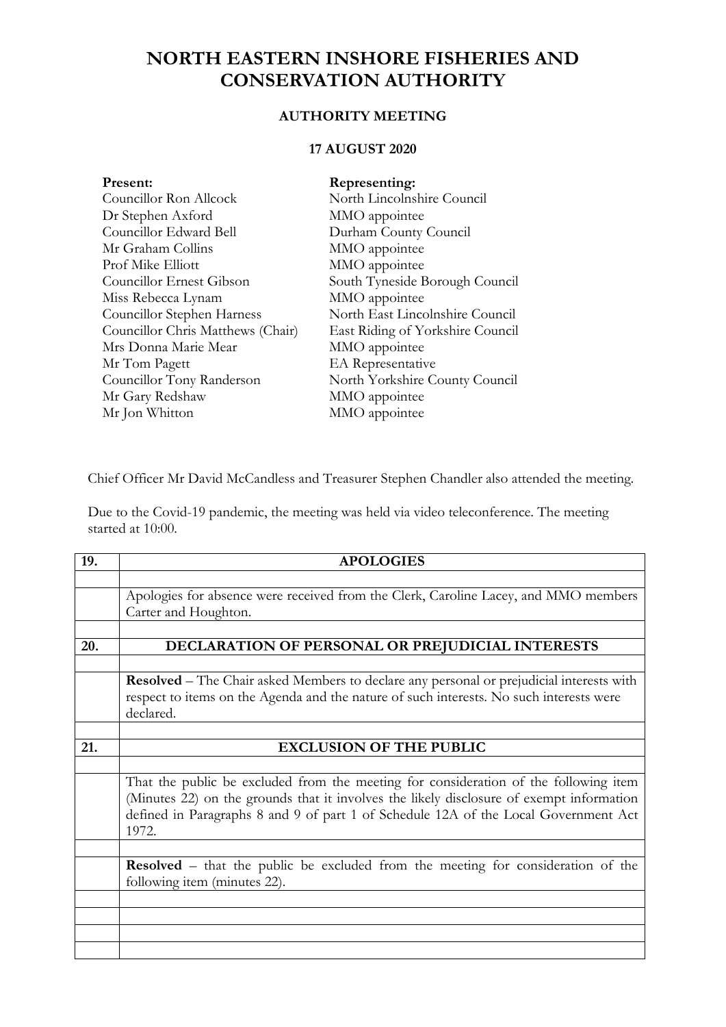# NORTH EASTERN INSHORE FISHERIES AND CONSERVATION AUTHORITY

## AUTHORITY MEETING

### 17 AUGUST 2020

| Present: | Representing: |
|---|---|
| Councillor Ron Allcock | North Lincolnshire Council |
| Dr Stephen Axford | MMO appointee |
| Councillor Edward Bell | Durham County Council |
| Mr Graham Collins | MMO appointee |
| Prof Mike Elliott | MMO appointee |
| Councillor Ernest Gibson | South Tyneside Borough Council |
| Miss Rebecca Lynam | MMO appointee |
| Councillor Stephen Harness | North East Lincolnshire Council |
| Councillor Chris Matthews (Chair) | East Riding of Yorkshire Council |
| Mrs Donna Marie Mear | MMO appointee |
| Mr Tom Pagett | EA Representative |
| Councillor Tony Randerson | North Yorkshire County Council |
| Mr Gary Redshaw | MMO appointee |
| Mr Jon Whitton | MMO appointee |

Chief Officer Mr David McCandless and Treasurer Stephen Chandler also attended the meeting.

Due to the Covid-19 pandemic, the meeting was held via video teleconference. The meeting started at 10:00.

| 19. | APOLOGIES |
|---|---|
| | |
| | Apologies for absence were received from the Clerk, Caroline Lacey, and MMO members Carter and Houghton. |
| | |
| 20. | DECLARATION OF PERSONAL OR PREJUDICIAL INTERESTS |
| | |
| | **Resolved** – The Chair asked Members to declare any personal or prejudicial interests with respect to items on the Agenda and the nature of such interests. No such interests were declared. |
| | |
| 21. | EXCLUSION OF THE PUBLIC |
| | |
| | That the public be excluded from the meeting for consideration of the following item (Minutes 22) on the grounds that it involves the likely disclosure of exempt information defined in Paragraphs 8 and 9 of part 1 of Schedule 12A of the Local Government Act 1972. |
| | |
| | **Resolved** – that the public be excluded from the meeting for consideration of the following item (minutes 22). |
| | |
| | |
| | |
| | |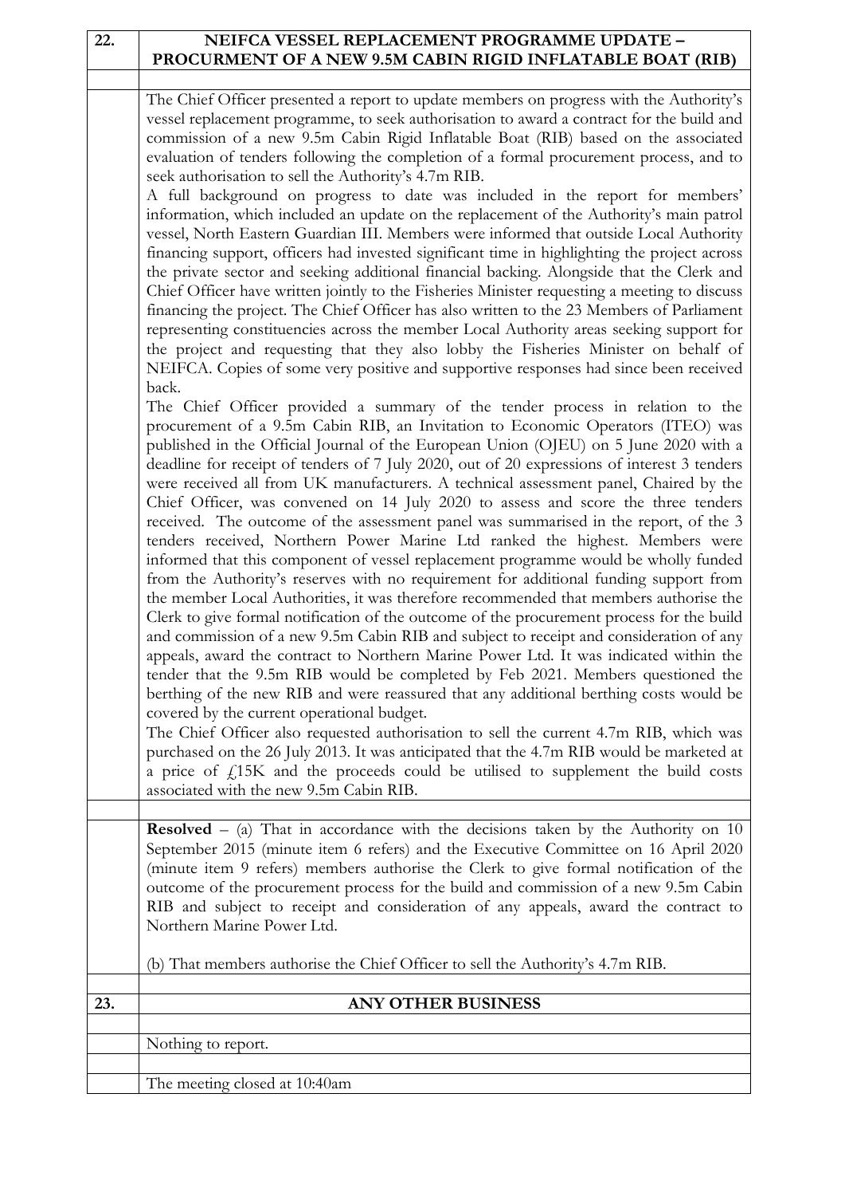## 22. NEIFCA VESSEL REPLACEMENT PROGRAMME UPDATE – PROCURMENT OF A NEW 9.5M CABIN RIGID INFLATABLE BOAT (RIB)

The Chief Officer presented a report to update members on progress with the Authority's vessel replacement programme, to seek authorisation to award a contract for the build and commission of a new 9.5m Cabin Rigid Inflatable Boat (RIB) based on the associated evaluation of tenders following the completion of a formal procurement process, and to seek authorisation to sell the Authority's 4.7m RIB.

A full background on progress to date was included in the report for members' information, which included an update on the replacement of the Authority's main patrol vessel, North Eastern Guardian III. Members were informed that outside Local Authority financing support, officers had invested significant time in highlighting the project across the private sector and seeking additional financial backing. Alongside that the Clerk and Chief Officer have written jointly to the Fisheries Minister requesting a meeting to discuss financing the project. The Chief Officer has also written to the 23 Members of Parliament representing constituencies across the member Local Authority areas seeking support for the project and requesting that they also lobby the Fisheries Minister on behalf of NEIFCA. Copies of some very positive and supportive responses had since been received back.

The Chief Officer provided a summary of the tender process in relation to the procurement of a 9.5m Cabin RIB, an Invitation to Economic Operators (ITEO) was published in the Official Journal of the European Union (OJEU) on 5 June 2020 with a deadline for receipt of tenders of 7 July 2020, out of 20 expressions of interest 3 tenders were received all from UK manufacturers. A technical assessment panel, Chaired by the Chief Officer, was convened on 14 July 2020 to assess and score the three tenders received. The outcome of the assessment panel was summarised in the report, of the 3 tenders received, Northern Power Marine Ltd ranked the highest. Members were informed that this component of vessel replacement programme would be wholly funded from the Authority's reserves with no requirement for additional funding support from the member Local Authorities, it was therefore recommended that members authorise the Clerk to give formal notification of the outcome of the procurement process for the build and commission of a new 9.5m Cabin RIB and subject to receipt and consideration of any appeals, award the contract to Northern Marine Power Ltd. It was indicated within the tender that the 9.5m RIB would be completed by Feb 2021. Members questioned the berthing of the new RIB and were reassured that any additional berthing costs would be covered by the current operational budget.

The Chief Officer also requested authorisation to sell the current 4.7m RIB, which was purchased on the 26 July 2013. It was anticipated that the 4.7m RIB would be marketed at a price of £15K and the proceeds could be utilised to supplement the build costs associated with the new 9.5m Cabin RIB.

**Resolved** – (a) That in accordance with the decisions taken by the Authority on 10 September 2015 (minute item 6 refers) and the Executive Committee on 16 April 2020 (minute item 9 refers) members authorise the Clerk to give formal notification of the outcome of the procurement process for the build and commission of a new 9.5m Cabin RIB and subject to receipt and consideration of any appeals, award the contract to Northern Marine Power Ltd.

(b) That members authorise the Chief Officer to sell the Authority's 4.7m RIB.

## 23. ANY OTHER BUSINESS

Nothing to report.

The meeting closed at 10:40am